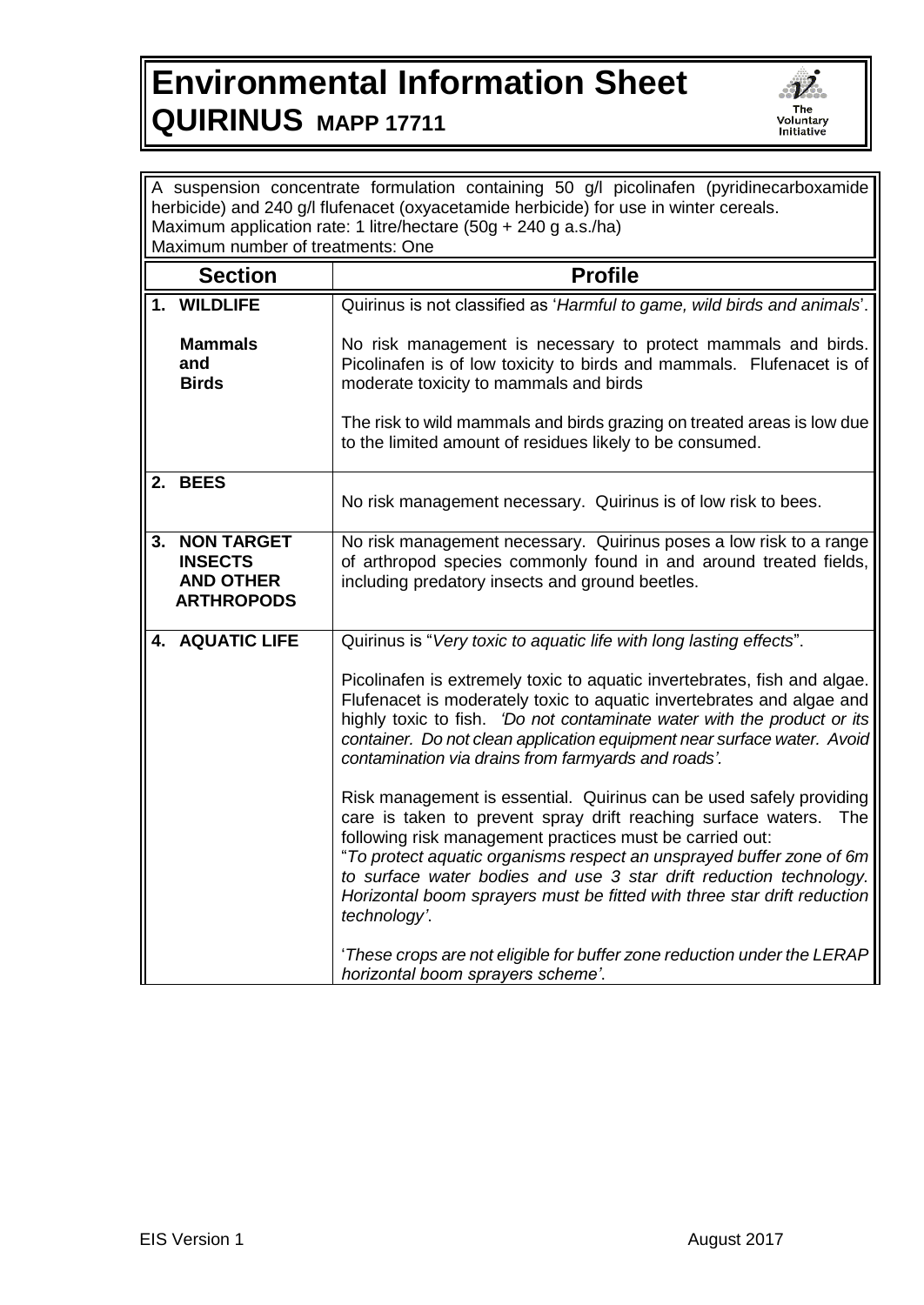# Environmental Information Sheet

## QUIRINUS MAPP 17711

A suspension concentrate formulation containing 50 g/l picolinafen (pyridinecarboxamide herbicide) and 240 g/l flufenacet (oxyacetamide herbicide) for use in winter cereals.
Maximum application rate: 1 litre/hectare (50g + 240 g a.s./ha)
Maximum number of treatments: One

| Section | Profile |
|---|---|
| **1. WILDLIFE**<br><br>**Mammals and Birds** | Quirinus is not classified as '*Harmful to game, wild birds and animals*'.<br><br>No risk management is necessary to protect mammals and birds. Picolinafen is of low toxicity to birds and mammals. Flufenacet is of moderate toxicity to mammals and birds<br><br>The risk to wild mammals and birds grazing on treated areas is low due to the limited amount of residues likely to be consumed. |
| **2. BEES** | No risk management necessary. Quirinus is of low risk to bees. |
| **3. NON TARGET INSECTS AND OTHER ARTHROPODS** | No risk management necessary. Quirinus poses a low risk to a range of arthropod species commonly found in and around treated fields, including predatory insects and ground beetles. |
| **4. AQUATIC LIFE** | Quirinus is "*Very toxic to aquatic life with long lasting effects*".<br><br>Picolinafen is extremely toxic to aquatic invertebrates, fish and algae. Flufenacet is moderately toxic to aquatic invertebrates and algae and highly toxic to fish. *'Do not contaminate water with the product or its container. Do not clean application equipment near surface water. Avoid contamination via drains from farmyards and roads'.*<br><br>Risk management is essential. Quirinus can be used safely providing care is taken to prevent spray drift reaching surface waters. The following risk management practices must be carried out:<br>"*To protect aquatic organisms respect an unsprayed buffer zone of 6m to surface water bodies and use 3 star drift reduction technology. Horizontal boom sprayers must be fitted with three star drift reduction technology'*.<br><br>'*These crops are not eligible for buffer zone reduction under the LERAP horizontal boom sprayers scheme'*. |

EIS Version 1 August 2017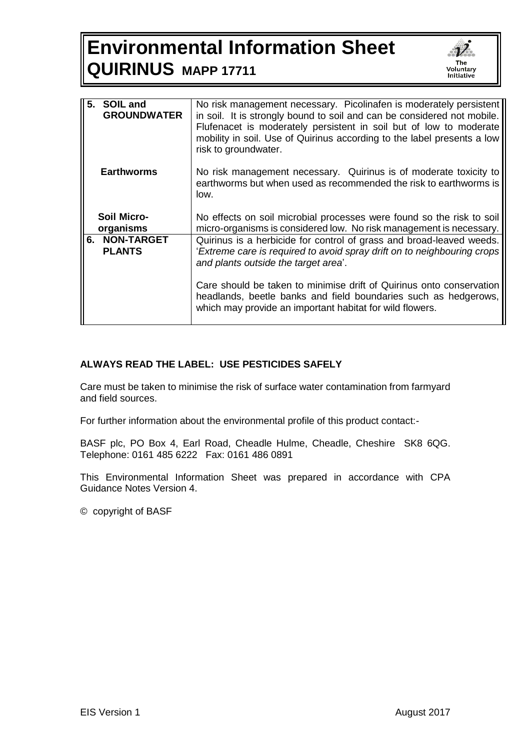# Environmental Information Sheet
## QUIRINUS MAPP 17711

| | |
|---|---|
| **5. SOIL and GROUNDWATER** | No risk management necessary. Picolinafen is moderately persistent in soil. It is strongly bound to soil and can be considered not mobile. Flufenacet is moderately persistent in soil but of low to moderate mobility in soil. Use of Quirinus according to the label presents a low risk to groundwater. |
| **Earthworms** | No risk management necessary. Quirinus is of moderate toxicity to earthworms but when used as recommended the risk to earthworms is low. |
| **Soil Micro-organisms** | No effects on soil microbial processes were found so the risk to soil micro-organisms is considered low. No risk management is necessary. |
| **6. NON-TARGET PLANTS** | Quirinus is a herbicide for control of grass and broad-leaved weeds. '*Extreme care is required to avoid spray drift on to neighbouring crops and plants outside the target area*'.<br><br>Care should be taken to minimise drift of Quirinus onto conservation headlands, beetle banks and field boundaries such as hedgerows, which may provide an important habitat for wild flowers. |

**ALWAYS READ THE LABEL: USE PESTICIDES SAFELY**

Care must be taken to minimise the risk of surface water contamination from farmyard and field sources.

For further information about the environmental profile of this product contact:-

BASF plc, PO Box 4, Earl Road, Cheadle Hulme, Cheadle, Cheshire SK8 6QG. Telephone: 0161 485 6222 Fax: 0161 486 0891

This Environmental Information Sheet was prepared in accordance with CPA Guidance Notes Version 4.

© copyright of BASF

EIS Version 1 August 2017